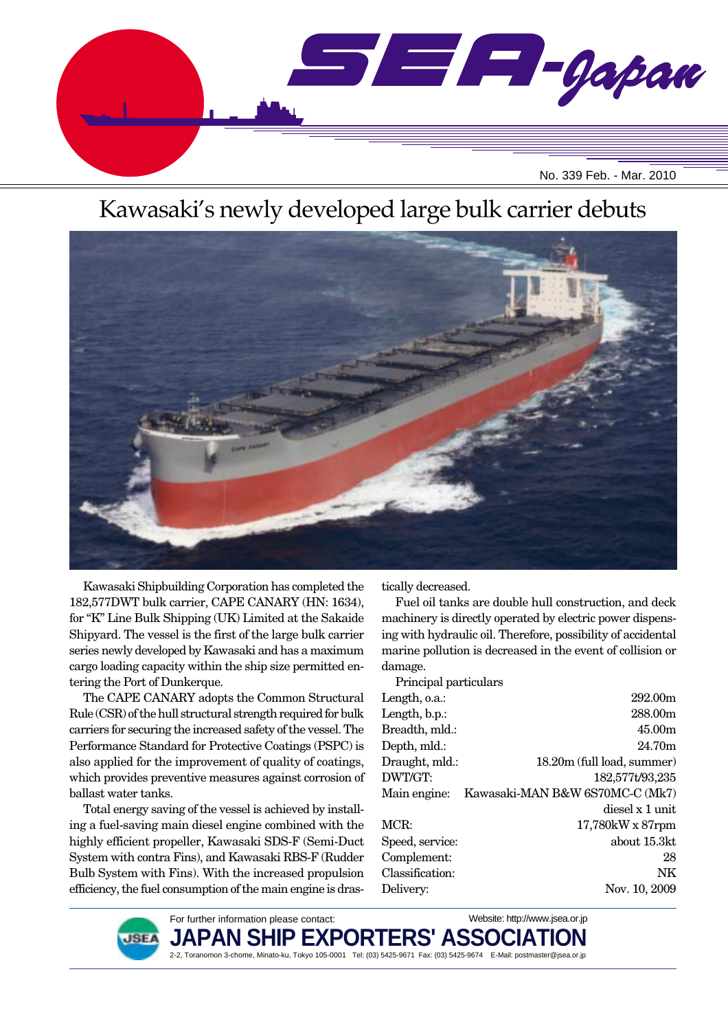# SEA-Japan

No. 339 Feb. - Mar. 2010

## Kawasaki's newly developed large bulk carrier debuts

Kawasaki Shipbuilding Corporation has completed the 182,577DWT bulk carrier, CAPE CANARY (HN: 1634), for "K" Line Bulk Shipping (UK) Limited at the Sakaide Shipyard. The vessel is the first of the large bulk carrier series newly developed by Kawasaki and has a maximum cargo loading capacity within the ship size permitted entering the Port of Dunkerque.

The CAPE CANARY adopts the Common Structural Rule (CSR) of the hull structural strength required for bulk carriers for securing the increased safety of the vessel. The Performance Standard for Protective Coatings (PSPC) is also applied for the improvement of quality of coatings, which provides preventive measures against corrosion of ballast water tanks.

Total energy saving of the vessel is achieved by installing a fuel-saving main diesel engine combined with the highly efficient propeller, Kawasaki SDS-F (Semi-Duct System with contra Fins), and Kawasaki RBS-F (Rudder Bulb System with Fins). With the increased propulsion efficiency, the fuel consumption of the main engine is drastically decreased.

Fuel oil tanks are double hull construction, and deck machinery is directly operated by electric power dispensing with hydraulic oil. Therefore, possibility of accidental marine pollution is decreased in the event of collision or damage.

Principal particulars

| | |
|---|---|
| Length, o.a.: | 292.00m |
| Length, b.p.: | 288.00m |
| Breadth, mld.: | 45.00m |
| Depth, mld.: | 24.70m |
| Draught, mld.: | 18.20m (full load, summer) |
| DWT/GT: | 182,577t/93,235 |
| Main engine: | Kawasaki-MAN B&W 6S70MC-C (Mk7) diesel x 1 unit |
| MCR: | 17,780kW x 87rpm |
| Speed, service: | about 15.3kt |
| Complement: | 28 |
| Classification: | NK |
| Delivery: | Nov. 10, 2009 |

For further information please contact: Website: http://www.jsea.or.jp

**JAPAN SHIP EXPORTERS' ASSOCIATION**

2-2, Toranomon 3-chome, Minato-ku, Tokyo 105-0001 Tel: (03) 5425-9671 Fax: (03) 5425-9674 E-Mail: postmaster@jsea.or.jp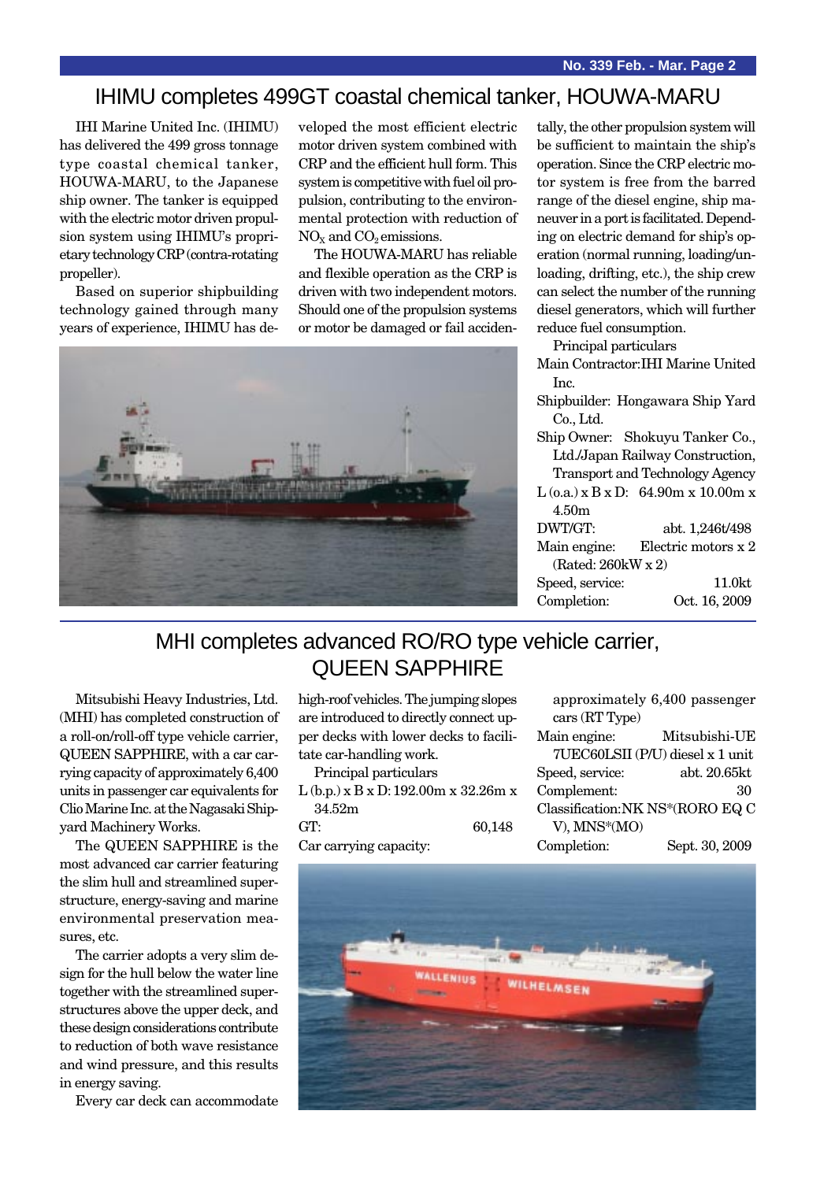# IHIMU completes 499GT coastal chemical tanker, HOUWA-MARU

IHI Marine United Inc. (IHIMU) has delivered the 499 gross tonnage type coastal chemical tanker, HOUWA-MARU, to the Japanese ship owner. The tanker is equipped with the electric motor driven propulsion system using IHIMU's proprietary technology CRP (contra-rotating propeller).

Based on superior shipbuilding technology gained through many years of experience, IHIMU has developed the most efficient electric motor driven system combined with CRP and the efficient hull form. This system is competitive with fuel oil propulsion, contributing to the environmental protection with reduction of $NO_X$ and $CO_2$ emissions.

The HOUWA-MARU has reliable and flexible operation as the CRP is driven with two independent motors. Should one of the propulsion systems or motor be damaged or fail accidentally, the other propulsion system will be sufficient to maintain the ship's operation. Since the CRP electric motor system is free from the barred range of the diesel engine, ship maneuver in a port is facilitated. Depending on electric demand for ship's operation (normal running, loading/unloading, drifting, etc.), the ship crew can select the number of the running diesel generators, which will further reduce fuel consumption.

Principal particulars

Main Contractor: IHI Marine United Inc.
Shipbuilder: Hongawara Ship Yard Co., Ltd.
Ship Owner: Shokuyu Tanker Co., Ltd./Japan Railway Construction, Transport and Technology Agency
L (o.a.) x B x D: 64.90m x 10.00m x 4.50m
DWT/GT: abt. 1,246t/498
Main engine: Electric motors x 2 (Rated: 260kW x 2)
Speed, service: 11.0kt
Completion: Oct. 16, 2009

# MHI completes advanced RO/RO type vehicle carrier, QUEEN SAPPHIRE

Mitsubishi Heavy Industries, Ltd. (MHI) has completed construction of a roll-on/roll-off type vehicle carrier, QUEEN SAPPHIRE, with a car carrying capacity of approximately 6,400 units in passenger car equivalents for Clio Marine Inc. at the Nagasaki Shipyard Machinery Works.

The QUEEN SAPPHIRE is the most advanced car carrier featuring the slim hull and streamlined superstructure, energy-saving and marine environmental preservation measures, etc.

The carrier adopts a very slim design for the hull below the water line together with the streamlined superstructures above the upper deck, and these design considerations contribute to reduction of both wave resistance and wind pressure, and this results in energy saving.

Every car deck can accommodate high-roof vehicles. The jumping slopes are introduced to directly connect upper decks with lower decks to facilitate car-handling work.

Principal particulars

L (b.p.) x B x D: 192.00m x 32.26m x 34.52m
GT: 60,148
Car carrying capacity: approximately 6,400 passenger cars (RT Type)
Main engine: Mitsubishi-UE 7UEC60LSII (P/U) diesel x 1 unit
Speed, service: abt. 20.65kt
Complement: 30
Classification: NK NS*(RORO EQ C V), MNS*(MO)
Completion: Sept. 30, 2009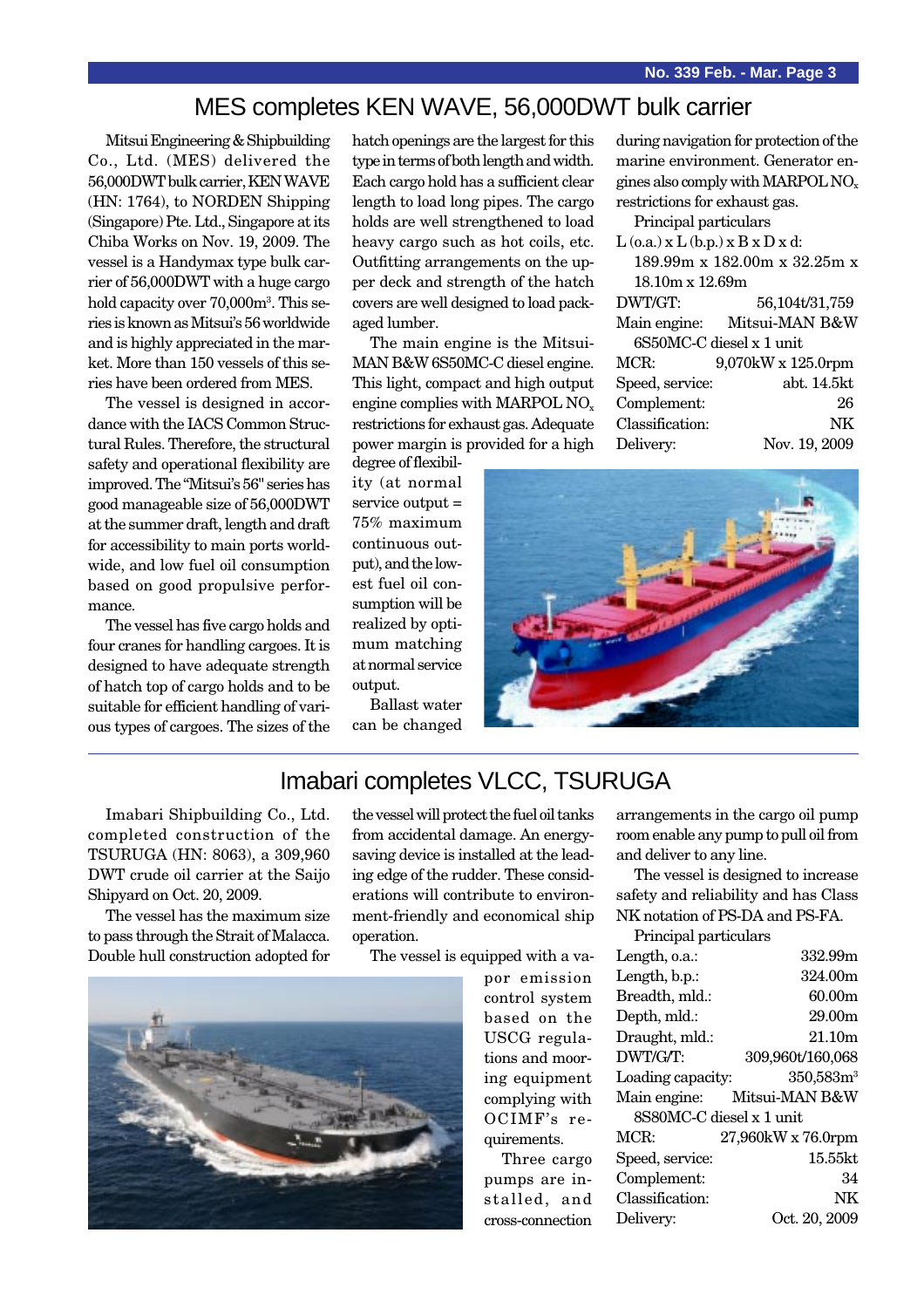# MES completes KEN WAVE, 56,000DWT bulk carrier

Mitsui Engineering & Shipbuilding Co., Ltd. (MES) delivered the 56,000DWT bulk carrier, KEN WAVE (HN: 1764), to NORDEN Shipping (Singapore) Pte. Ltd., Singapore at its Chiba Works on Nov. 19, 2009. The vessel is a Handymax type bulk carrier of 56,000DWT with a huge cargo hold capacity over 70,000m$^3$. This series is known as Mitsui's 56 worldwide and is highly appreciated in the market. More than 150 vessels of this series have been ordered from MES.

The vessel is designed in accordance with the IACS Common Structural Rules. Therefore, the structural safety and operational flexibility are improved. The "Mitsui's 56" series has good manageable size of 56,000DWT at the summer draft, length and draft for accessibility to main ports worldwide, and low fuel oil consumption based on good propulsive performance.

The vessel has five cargo holds and four cranes for handling cargoes. It is designed to have adequate strength of hatch top of cargo holds and to be suitable for efficient handling of various types of cargoes. The sizes of the hatch openings are the largest for this type in terms of both length and width. Each cargo hold has a sufficient clear length to load long pipes. The cargo holds are well strengthened to load heavy cargo such as hot coils, etc. Outfitting arrangements on the upper deck and strength of the hatch covers are well designed to load packaged lumber.

The main engine is the Mitsui-MAN B&W 6S50MC-C diesel engine. This light, compact and high output engine complies with MARPOL $NO_x$ restrictions for exhaust gas. Adequate power margin is provided for a high degree of flexibility (at normal service output = 75% maximum continuous output), and the lowest fuel oil consumption will be realized by optimum matching at normal service output.

Ballast water can be changed during navigation for protection of the marine environment. Generator engines also comply with MARPOL $NO_x$ restrictions for exhaust gas.

Principal particulars

| | |
|---|---|
| L (o.a.) x L (b.p.) x B x D x d: | 189.99m x 182.00m x 32.25m x 18.10m x 12.69m |
| DWT/GT: | 56,104t/31,759 |
| Main engine: | Mitsui-MAN B&W 6S50MC-C diesel x 1 unit |
| MCR: | 9,070kW x 125.0rpm |
| Speed, service: | abt. 14.5kt |
| Complement: | 26 |
| Classification: | NK |
| Delivery: | Nov. 19, 2009 |

# Imabari completes VLCC, TSURUGA

Imabari Shipbuilding Co., Ltd. completed construction of the TSURUGA (HN: 8063), a 309,960 DWT crude oil carrier at the Saijo Shipyard on Oct. 20, 2009.

The vessel has the maximum size to pass through the Strait of Malacca. Double hull construction adopted for the vessel will protect the fuel oil tanks from accidental damage. An energy-saving device is installed at the leading edge of the rudder. These considerations will contribute to environment-friendly and economical ship operation.

The vessel is equipped with a vapor emission control system based on the USCG regulations and mooring equipment complying with OCIMF's requirements.

Three cargo pumps are installed, and cross-connection arrangements in the cargo oil pump room enable any pump to pull oil from and deliver to any line.

The vessel is designed to increase safety and reliability and has Class NK notation of PS-DA and PS-FA.

Principal particulars

| | |
|---|---|
| Length, o.a.: | 332.99m |
| Length, b.p.: | 324.00m |
| Breadth, mld.: | 60.00m |
| Depth, mld.: | 29.00m |
| Draught, mld.: | 21.10m |
| DWT/G/T: | 309,960t/160,068 |
| Loading capacity: | 350,583m$^3$ |
| Main engine: | Mitsui-MAN B&W 8S80MC-C diesel x 1 unit |
| MCR: | 27,960kW x 76.0rpm |
| Speed, service: | 15.55kt |
| Complement: | 34 |
| Classification: | NK |
| Delivery: | Oct. 20, 2009 |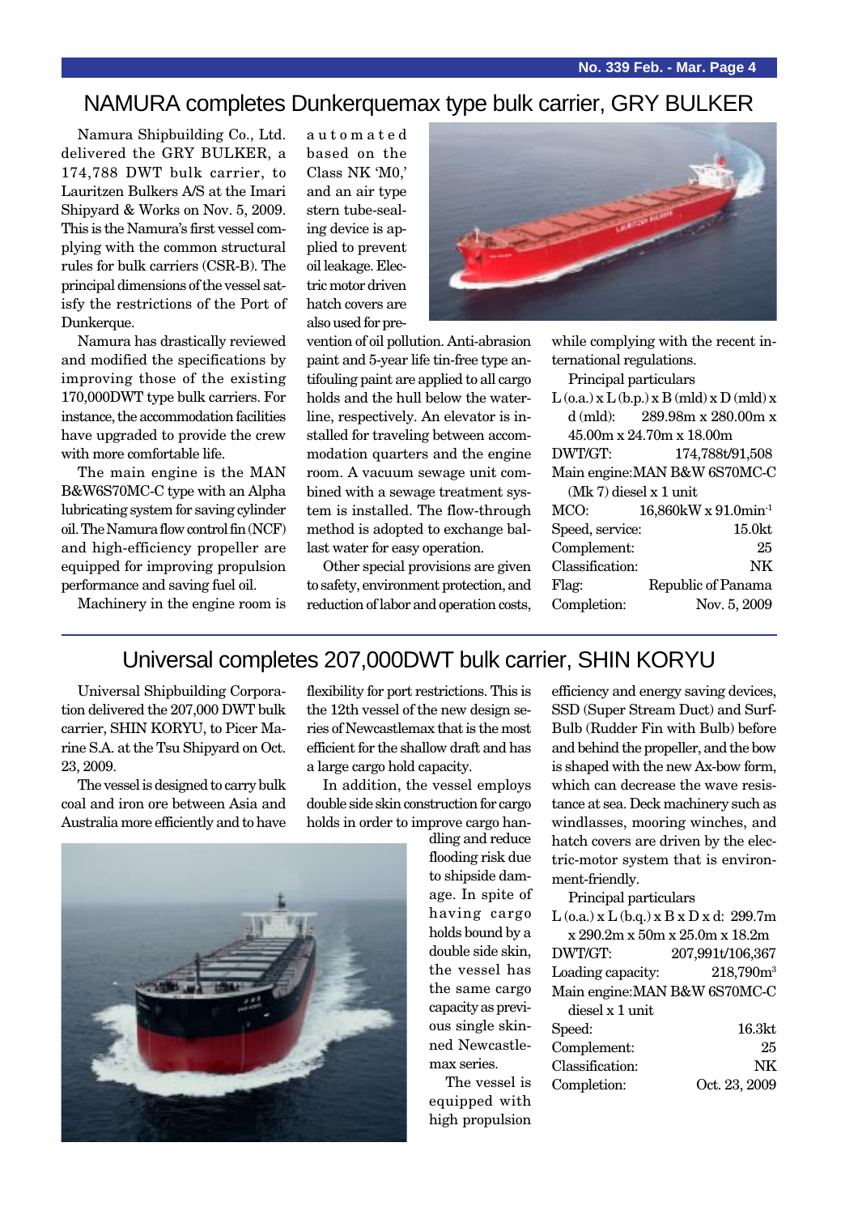## NAMURA completes Dunkerquemax type bulk carrier, GRY BULKER

Namura Shipbuilding Co., Ltd. delivered the GRY BULKER, a 174,788 DWT bulk carrier, to Lauritzen Bulkers A/S at the Imari Shipyard & Works on Nov. 5, 2009. This is the Namura's first vessel complying with the common structural rules for bulk carriers (CSR-B). The principal dimensions of the vessel satisfy the restrictions of the Port of Dunkerque.

Namura has drastically reviewed and modified the specifications by improving those of the existing 170,000DWT type bulk carriers. For instance, the accommodation facilities have upgraded to provide the crew with more comfortable life.

The main engine is the MAN B&W6S70MC-C type with an Alpha lubricating system for saving cylinder oil. The Namura flow control fin (NCF) and high-efficiency propeller are equipped for improving propulsion performance and saving fuel oil.

Machinery in the engine room is automated based on the Class NK 'M0,' and an air type stern tube-sealing device is applied to prevent oil leakage. Electric motor driven hatch covers are also used for prevention of oil pollution. Anti-abrasion paint and 5-year life tin-free type antifouling paint are applied to all cargo holds and the hull below the waterline, respectively. An elevator is installed for traveling between accommodation quarters and the engine room. A vacuum sewage unit combined with a sewage treatment system is installed. The flow-through method is adopted to exchange ballast water for easy operation.

Other special provisions are given to safety, environment protection, and reduction of labor and operation costs, while complying with the recent international regulations.

Principal particulars

| | |
|---|---|
| L (o.a.) x L (b.p.) x B (mld) x D (mld) x d (mld): | 289.98m x 280.00m x 45.00m x 24.70m x 18.00m |
| DWT/GT: | 174,788t/91,508 |
| Main engine: | MAN B&W 6S70MC-C (Mk 7) diesel x 1 unit |
| MCO: | 16,860kW x 91.0min$^{-1}$ |
| Speed, service: | 15.0kt |
| Complement: | 25 |
| Classification: | NK |
| Flag: | Republic of Panama |
| Completion: | Nov. 5, 2009 |

## Universal completes 207,000DWT bulk carrier, SHIN KORYU

Universal Shipbuilding Corporation delivered the 207,000 DWT bulk carrier, SHIN KORYU, to Picer Marine S.A. at the Tsu Shipyard on Oct. 23, 2009.

The vessel is designed to carry bulk coal and iron ore between Asia and Australia more efficiently and to have flexibility for port restrictions. This is the 12th vessel of the new design series of Newcastlemax that is the most efficient for the shallow draft and has a large cargo hold capacity.

In addition, the vessel employs double side skin construction for cargo holds in order to improve cargo handling and reduce flooding risk due to shipside damage. In spite of having cargo holds bound by a double side skin, the vessel has the same cargo capacity as previous single skinned Newcastlemax series.

The vessel is equipped with high propulsion efficiency and energy saving devices, SSD (Super Stream Duct) and Surf-Bulb (Rudder Fin with Bulb) before and behind the propeller, and the bow is shaped with the new Ax-bow form, which can decrease the wave resistance at sea. Deck machinery such as windlasses, mooring winches, and hatch covers are driven by the electric-motor system that is environment-friendly.

Principal particulars

| | |
|---|---|
| L (o.a.) x L (b.q.) x B x D x d: | 299.7m x 290.2m x 50m x 25.0m x 18.2m |
| DWT/GT: | 207,991t/106,367 |
| Loading capacity: | 218,790m$^3$ |
| Main engine: | MAN B&W 6S70MC-C diesel x 1 unit |
| Speed: | 16.3kt |
| Complement: | 25 |
| Classification: | NK |
| Completion: | Oct. 23, 2009 |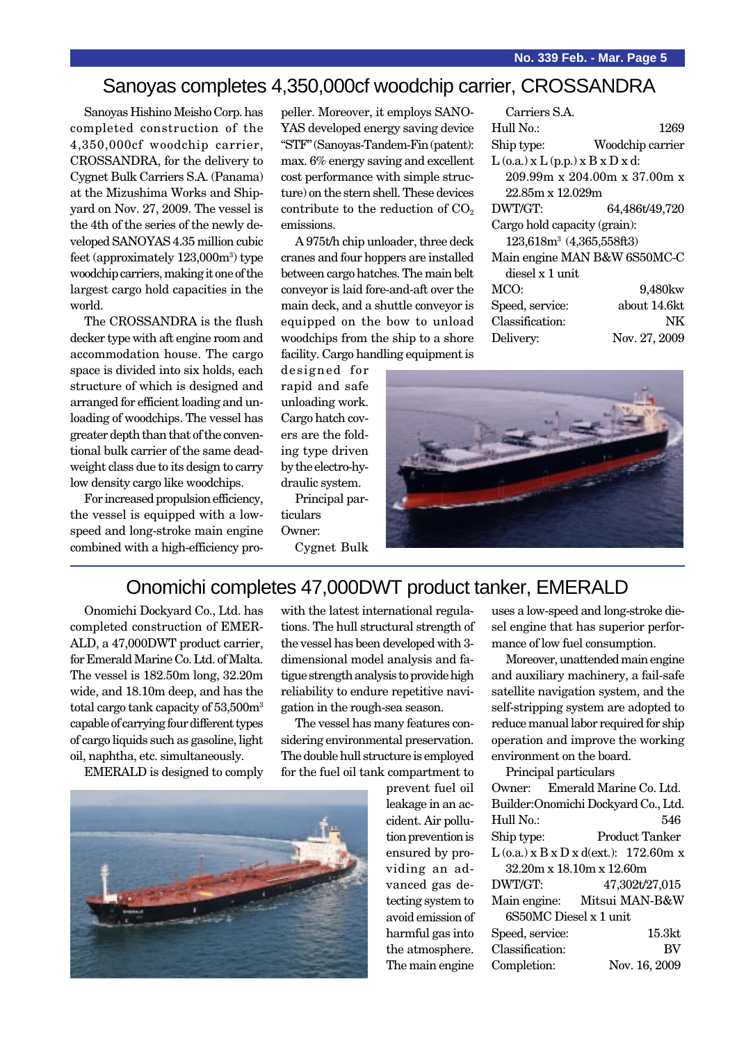## Sanoyas completes 4,350,000cf woodchip carrier, CROSSANDRA

Sanoyas Hishino Meisho Corp. has completed construction of the 4,350,000cf woodchip carrier, CROSSANDRA, for the delivery to Cygnet Bulk Carriers S.A. (Panama) at the Mizushima Works and Shipyard on Nov. 27, 2009. The vessel is the 4th of the series of the newly developed SANOYAS 4.35 million cubic feet (approximately 123,000m$^3$) type woodchip carriers, making it one of the largest cargo hold capacities in the world.

The CROSSANDRA is the flush decker type with aft engine room and accommodation house. The cargo space is divided into six holds, each structure of which is designed and arranged for efficient loading and unloading of woodchips. The vessel has greater depth than that of the conventional bulk carrier of the same deadweight class due to its design to carry low density cargo like woodchips.

For increased propulsion efficiency, the vessel is equipped with a low-speed and long-stroke main engine combined with a high-efficiency propeller. Moreover, it employs SANOYAS developed energy saving device "STF" (Sanoyas-Tandem-Fin (patent): max. 6% energy saving and excellent cost performance with simple structure) on the stern shell. These devices contribute to the reduction of $CO_2$ emissions.

A 975t/h chip unloader, three deck cranes and four hoppers are installed between cargo hatches. The main belt conveyor is laid fore-and-aft over the main deck, and a shuttle conveyor is equipped on the bow to unload woodchips from the ship to a shore facility. Cargo handling equipment is designed for rapid and safe unloading work. Cargo hatch covers are the folding type driven by the electro-hydraulic system.

Principal particulars

Owner: Cygnet Bulk Carriers S.A.

Hull No.: 1269

Ship type: Woodchip carrier

L (o.a.) x L (p.p.) x B x D x d: 209.99m x 204.00m x 37.00m x 22.85m x 12.029m

DWT/GT: 64,486t/49,720

Cargo hold capacity (grain): 123,618m$^3$ (4,365,558ft3)

Main engine MAN B&W 6S50MC-C diesel x 1 unit

MCO: 9,480kw

Speed, service: about 14.6kt

Classification: NK

Delivery: Nov. 27, 2009

## Onomichi completes 47,000DWT product tanker, EMERALD

Onomichi Dockyard Co., Ltd. has completed construction of EMERALD, a 47,000DWT product carrier, for Emerald Marine Co. Ltd. of Malta. The vessel is 182.50m long, 32.20m wide, and 18.10m deep, and has the total cargo tank capacity of 53,500m$^3$ capable of carrying four different types of cargo liquids such as gasoline, light oil, naphtha, etc. simultaneously.

EMERALD is designed to comply with the latest international regulations. The hull structural strength of the vessel has been developed with 3-dimensional model analysis and fatigue strength analysis to provide high reliability to endure repetitive navigation in the rough-sea season.

The vessel has many features considering environmental preservation. The double hull structure is employed for the fuel oil tank compartment to prevent fuel oil leakage in an accident. Air pollution prevention is ensured by providing an advanced gas detecting system to avoid emission of harmful gas into the atmosphere. The main engine uses a low-speed and long-stroke diesel engine that has superior performance of low fuel consumption.

Moreover, unattended main engine and auxiliary machinery, a fail-safe satellite navigation system, and the self-stripping system are adopted to reduce manual labor required for ship operation and improve the working environment on the board.

Principal particulars

Owner: Emerald Marine Co. Ltd.

Builder: Onomichi Dockyard Co., Ltd.

Hull No.: 546

Ship type: Product Tanker

L (o.a.) x B x D x d(ext.): 172.60m x 32.20m x 18.10m x 12.60m

DWT/GT: 47,302t/27,015

Main engine: Mitsui MAN-B&W 6S50MC Diesel x 1 unit

Speed, service: 15.3kt

Classification: BV

Completion: Nov. 16, 2009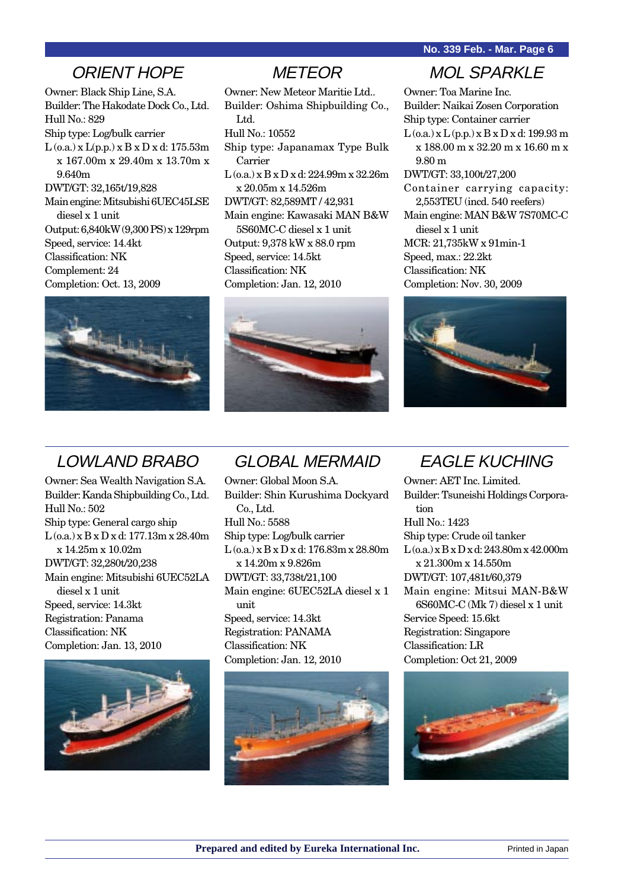## ORIENT HOPE

Owner: Black Ship Line, S.A.
Builder: The Hakodate Dock Co., Ltd.
Hull No.: 829
Ship type: Log/bulk carrier
L (o.a.) x L(p.p.) x B x D x d: 175.53m x 167.00m x 29.40m x 13.70m x 9.640m
DWT/GT: 32,165t/19,828
Main engine: Mitsubishi 6UEC45LSE diesel x 1 unit
Output: 6,840kW (9,300 PS) x 129rpm
Speed, service: 14.4kt
Classification: NK
Complement: 24
Completion: Oct. 13, 2009

## METEOR

Owner: New Meteor Maritie Ltd..
Builder: Oshima Shipbuilding Co., Ltd.
Hull No.: 10552
Ship type: Japanamax Type Bulk Carrier
L (o.a.) x B x D x d: 224.99m x 32.26m x 20.05m x 14.526m
DWT/GT: 82,589MT / 42,931
Main engine: Kawasaki MAN B&W 5S60MC-C diesel x 1 unit
Output: 9,378 kW x 88.0 rpm
Speed, service: 14.5kt
Classification: NK
Completion: Jan. 12, 2010

## MOL SPARKLE

Owner: Toa Marine Inc.
Builder: Naikai Zosen Corporation
Ship type: Container carrier
L (o.a.) x L (p.p.) x B x D x d: 199.93 m x 188.00 m x 32.20 m x 16.60 m x 9.80 m
DWT/GT: 33,100t/27,200
Container carrying capacity: 2,553TEU (incd. 540 reefers)
Main engine: MAN B&W 7S70MC-C diesel x 1 unit
MCR: 21,735kW x 91min-1
Speed, max.: 22.2kt
Classification: NK
Completion: Nov. 30, 2009

## LOWLAND BRABO

Owner: Sea Wealth Navigation S.A.
Builder: Kanda Shipbuilding Co., Ltd.
Hull No.: 502
Ship type: General cargo ship
L (o.a.) x B x D x d: 177.13m x 28.40m x 14.25m x 10.02m
DWT/GT: 32,280t/20,238
Main engine: Mitsubishi 6UEC52LA diesel x 1 unit
Speed, service: 14.3kt
Registration: Panama
Classification: NK
Completion: Jan. 13, 2010

## GLOBAL MERMAID

Owner: Global Moon S.A.
Builder: Shin Kurushima Dockyard Co., Ltd.
Hull No.: 5588
Ship type: Log/bulk carrier
L (o.a.) x B x D x d: 176.83m x 28.80m x 14.20m x 9.826m
DWT/GT: 33,738t/21,100
Main engine: 6UEC52LA diesel x 1 unit
Speed, service: 14.3kt
Registration: PANAMA
Classification: NK
Completion: Jan. 12, 2010

## EAGLE KUCHING

Owner: AET Inc. Limited.
Builder: Tsuneishi Holdings Corporation
Hull No.: 1423
Ship type: Crude oil tanker
L (o.a.) x B x D x d: 243.80m x 42.000m x 21.300m x 14.550m
DWT/GT: 107,481t/60,379
Main engine: Mitsui MAN-B&W 6S60MC-C (Mk 7) diesel x 1 unit
Service Speed: 15.6kt
Registration: Singapore
Classification: LR
Completion: Oct 21, 2009

**Prepared and edited by Eureka International Inc.**

Printed in Japan